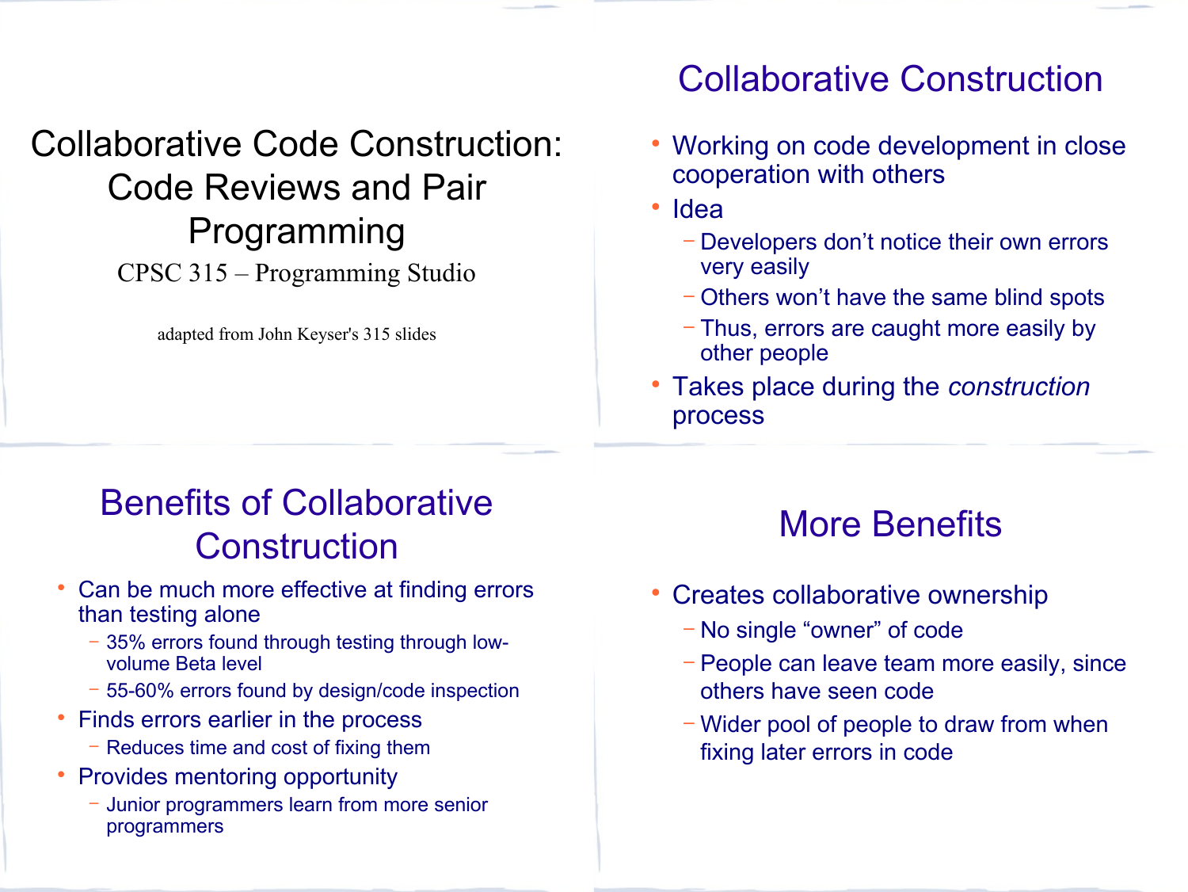# Collaborative Code Construction: Code Reviews and Pair Programming

CPSC 315 – Programming Studio

adapted from John Keyser's 315 slides

## Collaborative Construction

- Working on code development in close cooperation with others
- Idea
  - Developers don't notice their own errors very easily
  - Others won't have the same blind spots
  - Thus, errors are caught more easily by other people
- Takes place during the *construction* process

## Benefits of Collaborative Construction

- Can be much more effective at finding errors than testing alone
  - 35% errors found through testing through low-volume Beta level
  - 55-60% errors found by design/code inspection
- Finds errors earlier in the process
  - Reduces time and cost of fixing them
- Provides mentoring opportunity
  - Junior programmers learn from more senior programmers

## More Benefits

- Creates collaborative ownership
  - No single "owner" of code
  - People can leave team more easily, since others have seen code
  - Wider pool of people to draw from when fixing later errors in code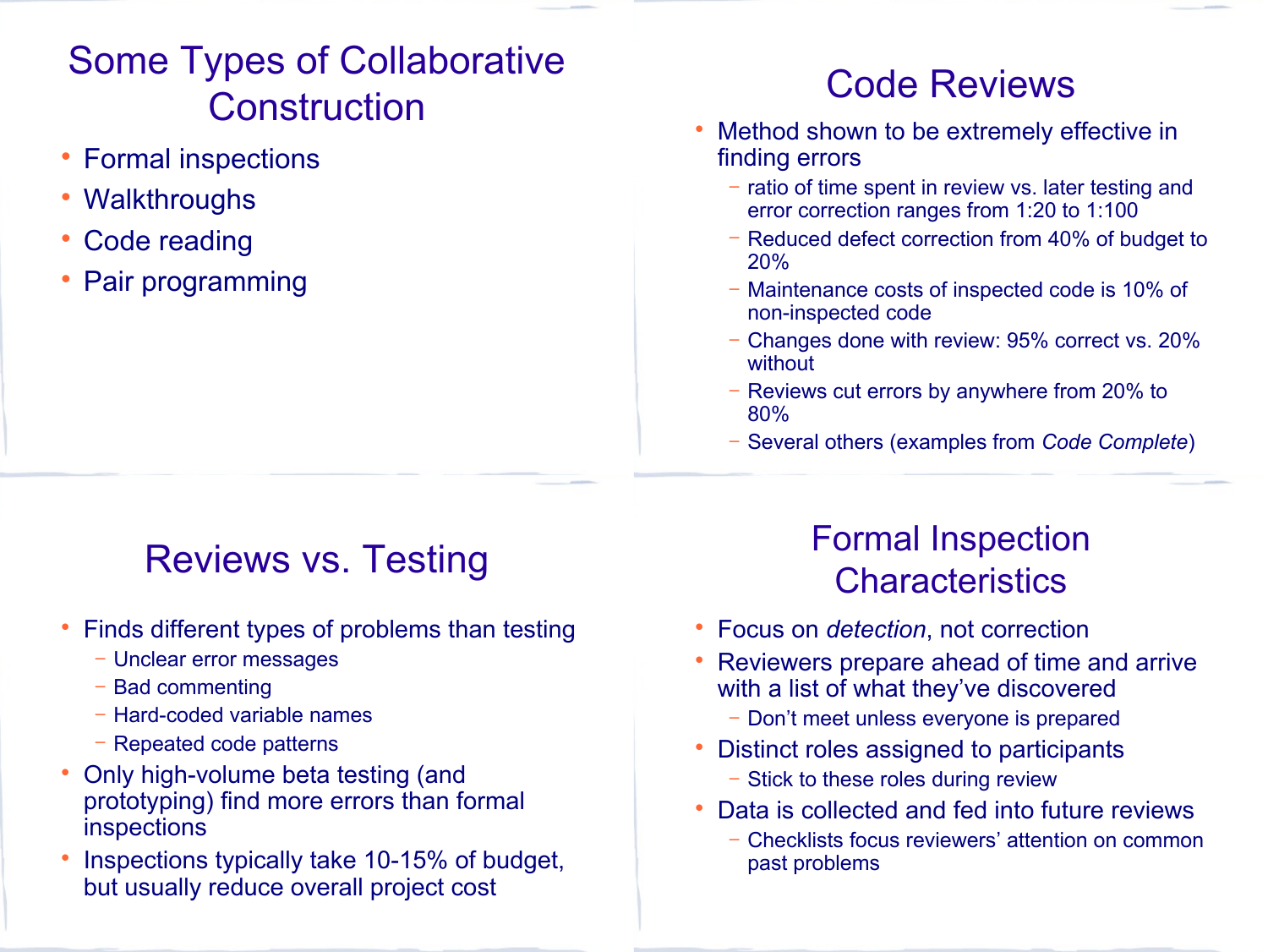## Some Types of Collaborative Construction

- Formal inspections
- Walkthroughs
- Code reading
- Pair programming

## Code Reviews

- Method shown to be extremely effective in finding errors
  - ratio of time spent in review vs. later testing and error correction ranges from 1:20 to 1:100
  - Reduced defect correction from 40% of budget to 20%
  - Maintenance costs of inspected code is 10% of non-inspected code
  - Changes done with review: 95% correct vs. 20% without
  - Reviews cut errors by anywhere from 20% to 80%
  - Several others (examples from *Code Complete*)

## Reviews vs. Testing

- Finds different types of problems than testing
  - Unclear error messages
  - Bad commenting
  - Hard-coded variable names
  - Repeated code patterns
- Only high-volume beta testing (and prototyping) find more errors than formal inspections
- Inspections typically take 10-15% of budget, but usually reduce overall project cost

## Formal Inspection Characteristics

- Focus on *detection*, not correction
- Reviewers prepare ahead of time and arrive with a list of what they've discovered
  - Don't meet unless everyone is prepared
- Distinct roles assigned to participants
  - Stick to these roles during review
- Data is collected and fed into future reviews
  - Checklists focus reviewers' attention on common past problems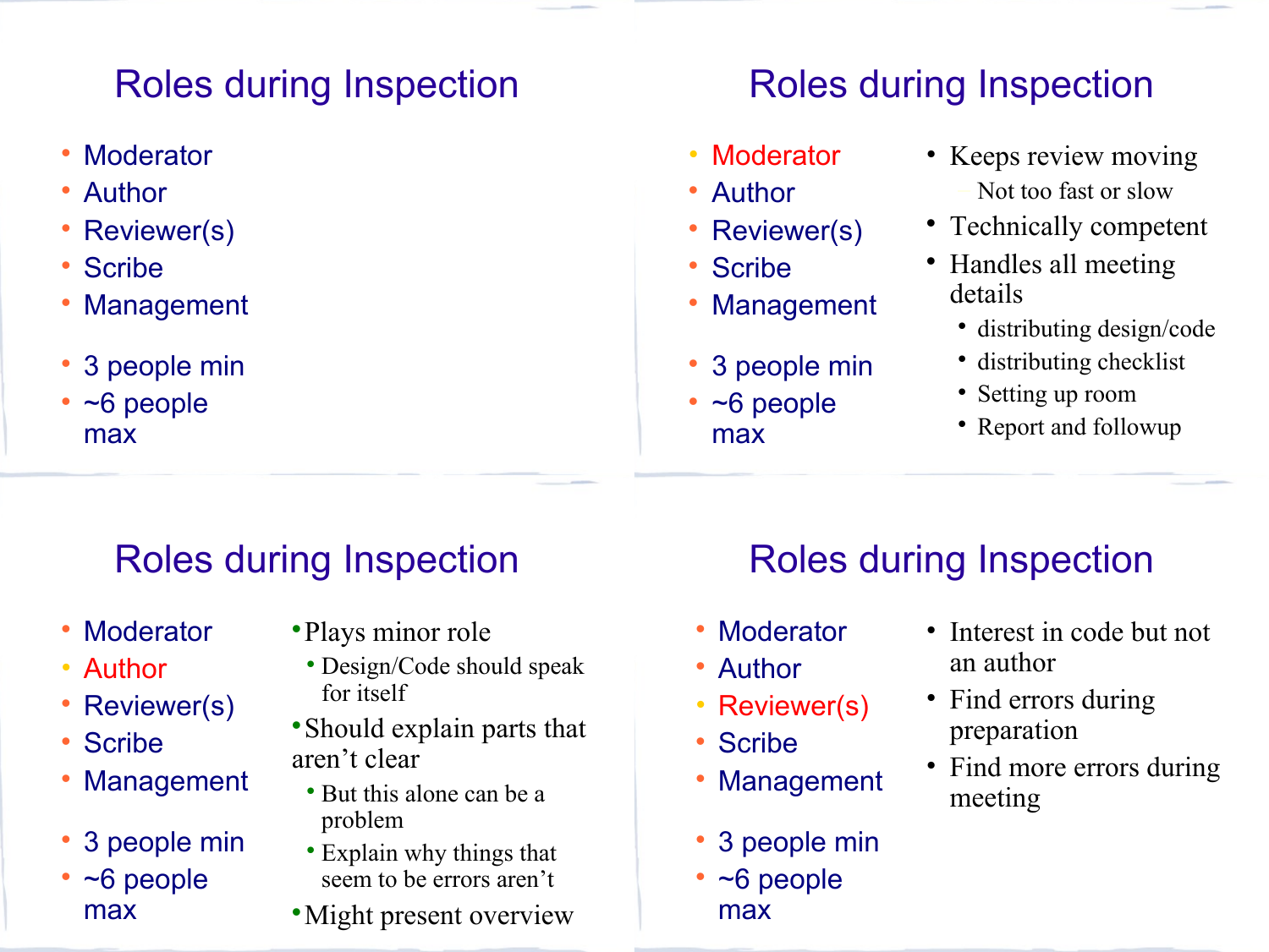## Roles during Inspection

- Moderator
- Author
- Reviewer(s)
- Scribe
- Management

- 3 people min
- ~6 people max

## Roles during Inspection

- Moderator
- Author
- Reviewer(s)
- Scribe
- Management

- 3 people min
- ~6 people max

- Keeps review moving
  - Not too fast or slow
- Technically competent
- Handles all meeting details
  - distributing design/code
  - distributing checklist
  - Setting up room
  - Report and followup

## Roles during Inspection

- Moderator
- Author
- Reviewer(s)
- Scribe
- Management

- 3 people min
- ~6 people max

- Plays minor role
  - Design/Code should speak for itself
- Should explain parts that aren't clear
  - But this alone can be a problem
  - Explain why things that seem to be errors aren't
- Might present overview

## Roles during Inspection

- Moderator
- Author
- Reviewer(s)
- Scribe
- Management

- 3 people min
- ~6 people max

- Interest in code but not an author
- Find errors during preparation
- Find more errors during meeting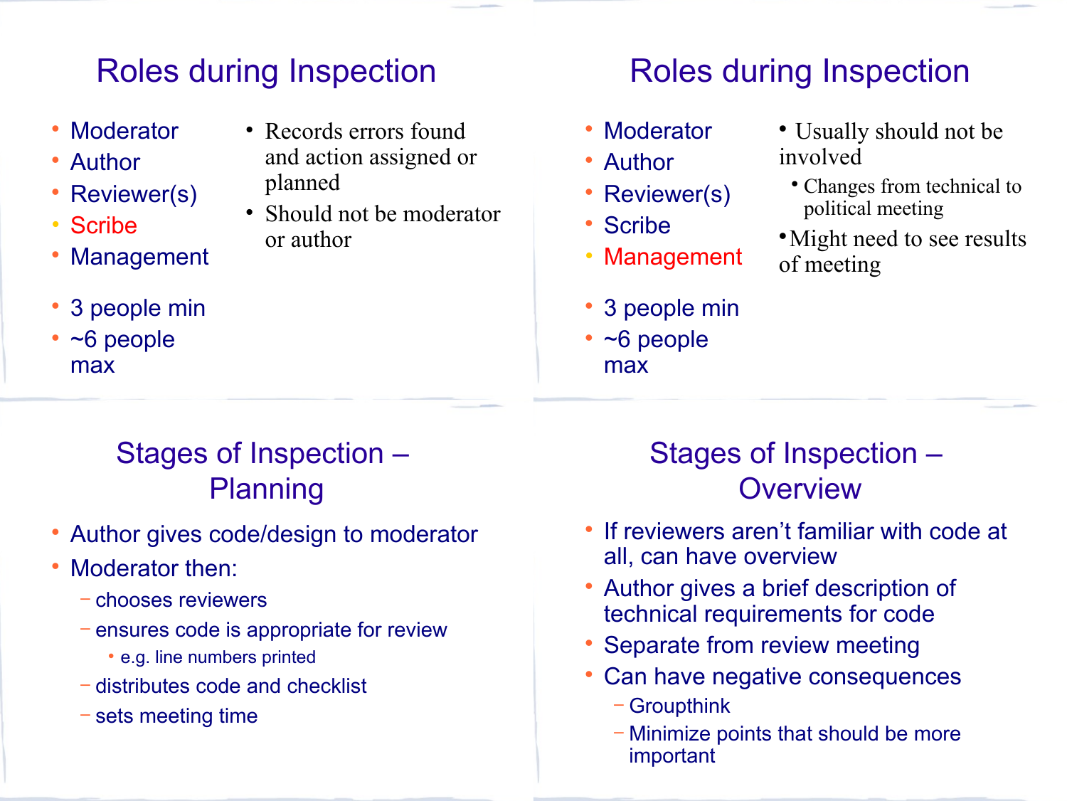## Roles during Inspection

- Moderator
- Author
- Reviewer(s)
- Scribe
- Management

- 3 people min
- ~6 people max

- Records errors found and action assigned or planned
- Should not be moderator or author

## Roles during Inspection

- Moderator
- Author
- Reviewer(s)
- Scribe
- Management

- 3 people min
- ~6 people max

- Usually should not be involved
  - Changes from technical to political meeting
- Might need to see results of meeting

## Stages of Inspection – Planning

- Author gives code/design to moderator
- Moderator then:
  - chooses reviewers
  - ensures code is appropriate for review
    - e.g. line numbers printed
  - distributes code and checklist
  - sets meeting time

## Stages of Inspection – Overview

- If reviewers aren't familiar with code at all, can have overview
- Author gives a brief description of technical requirements for code
- Separate from review meeting
- Can have negative consequences
  - Groupthink
  - Minimize points that should be more important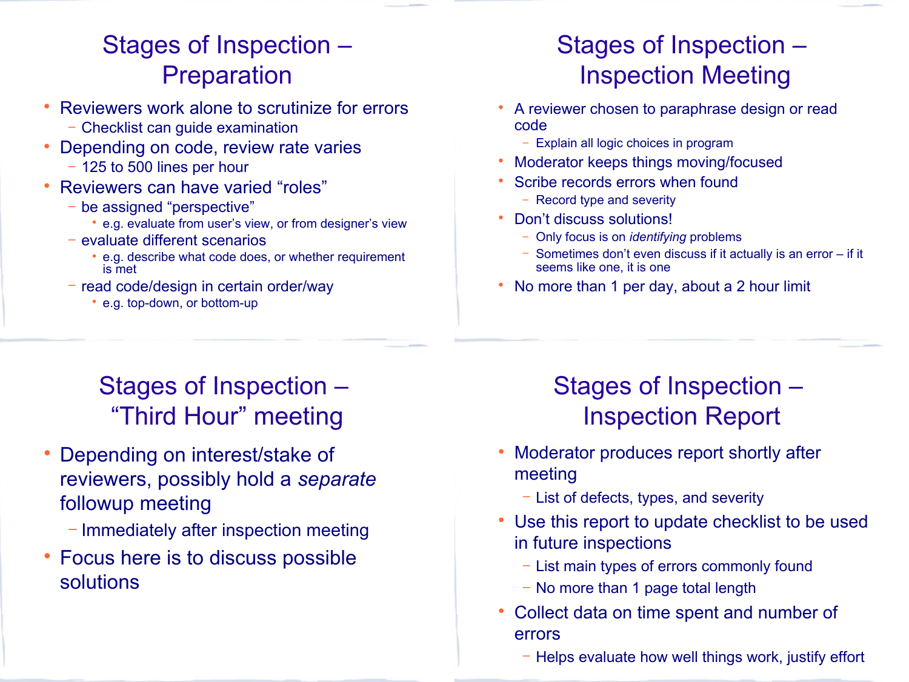## Stages of Inspection – Preparation

- Reviewers work alone to scrutinize for errors
  - Checklist can guide examination
- Depending on code, review rate varies
  - 125 to 500 lines per hour
- Reviewers can have varied "roles"
  - be assigned "perspective"
    - e.g. evaluate from user's view, or from designer's view
  - evaluate different scenarios
    - e.g. describe what code does, or whether requirement is met
  - read code/design in certain order/way
    - e.g. top-down, or bottom-up

## Stages of Inspection – Inspection Meeting

- A reviewer chosen to paraphrase design or read code
  - Explain all logic choices in program
- Moderator keeps things moving/focused
- Scribe records errors when found
  - Record type and severity
- Don't discuss solutions!
  - Only focus is on *identifying* problems
  - Sometimes don't even discuss if it actually is an error – if it seems like one, it is one
- No more than 1 per day, about a 2 hour limit

## Stages of Inspection – "Third Hour" meeting

- Depending on interest/stake of reviewers, possibly hold a *separate* followup meeting
  - Immediately after inspection meeting
- Focus here is to discuss possible solutions

## Stages of Inspection – Inspection Report

- Moderator produces report shortly after meeting
  - List of defects, types, and severity
- Use this report to update checklist to be used in future inspections
  - List main types of errors commonly found
  - No more than 1 page total length
- Collect data on time spent and number of errors
  - Helps evaluate how well things work, justify effort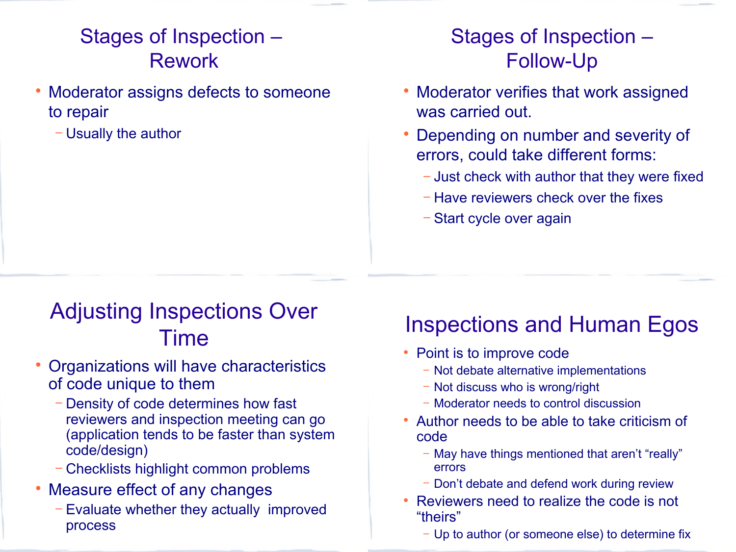## Stages of Inspection – Rework

- Moderator assigns defects to someone to repair
  - Usually the author

## Stages of Inspection – Follow-Up

- Moderator verifies that work assigned was carried out.
- Depending on number and severity of errors, could take different forms:
  - Just check with author that they were fixed
  - Have reviewers check over the fixes
  - Start cycle over again

## Adjusting Inspections Over Time

- Organizations will have characteristics of code unique to them
  - Density of code determines how fast reviewers and inspection meeting can go (application tends to be faster than system code/design)
  - Checklists highlight common problems
- Measure effect of any changes
  - Evaluate whether they actually improved process

## Inspections and Human Egos

- Point is to improve code
  - Not debate alternative implementations
  - Not discuss who is wrong/right
  - Moderator needs to control discussion
- Author needs to be able to take criticism of code
  - May have things mentioned that aren't "really" errors
  - Don't debate and defend work during review
- Reviewers need to realize the code is not "theirs"
  - Up to author (or someone else) to determine fix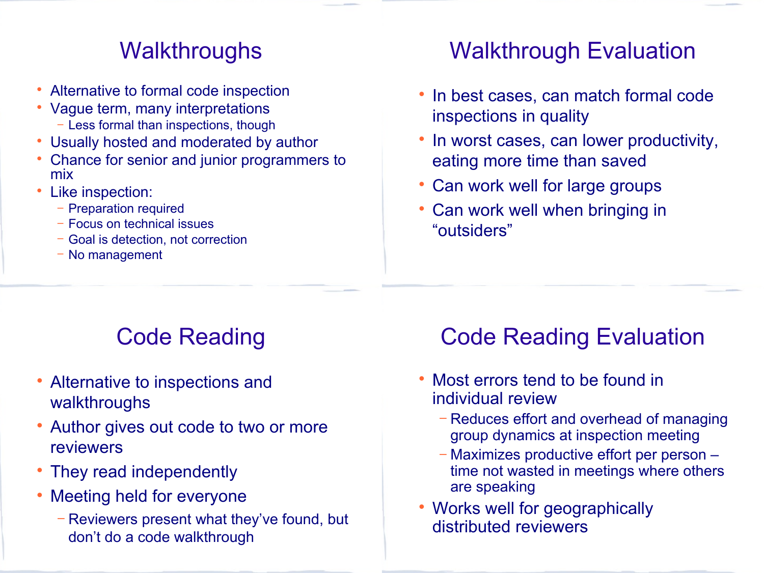## Walkthroughs

- Alternative to formal code inspection
- Vague term, many interpretations
  - Less formal than inspections, though
- Usually hosted and moderated by author
- Chance for senior and junior programmers to mix
- Like inspection:
  - Preparation required
  - Focus on technical issues
  - Goal is detection, not correction
  - No management

## Walkthrough Evaluation

- In best cases, can match formal code inspections in quality
- In worst cases, can lower productivity, eating more time than saved
- Can work well for large groups
- Can work well when bringing in "outsiders"

## Code Reading

- Alternative to inspections and walkthroughs
- Author gives out code to two or more reviewers
- They read independently
- Meeting held for everyone
  - Reviewers present what they've found, but don't do a code walkthrough

## Code Reading Evaluation

- Most errors tend to be found in individual review
  - Reduces effort and overhead of managing group dynamics at inspection meeting
  - Maximizes productive effort per person – time not wasted in meetings where others are speaking
- Works well for geographically distributed reviewers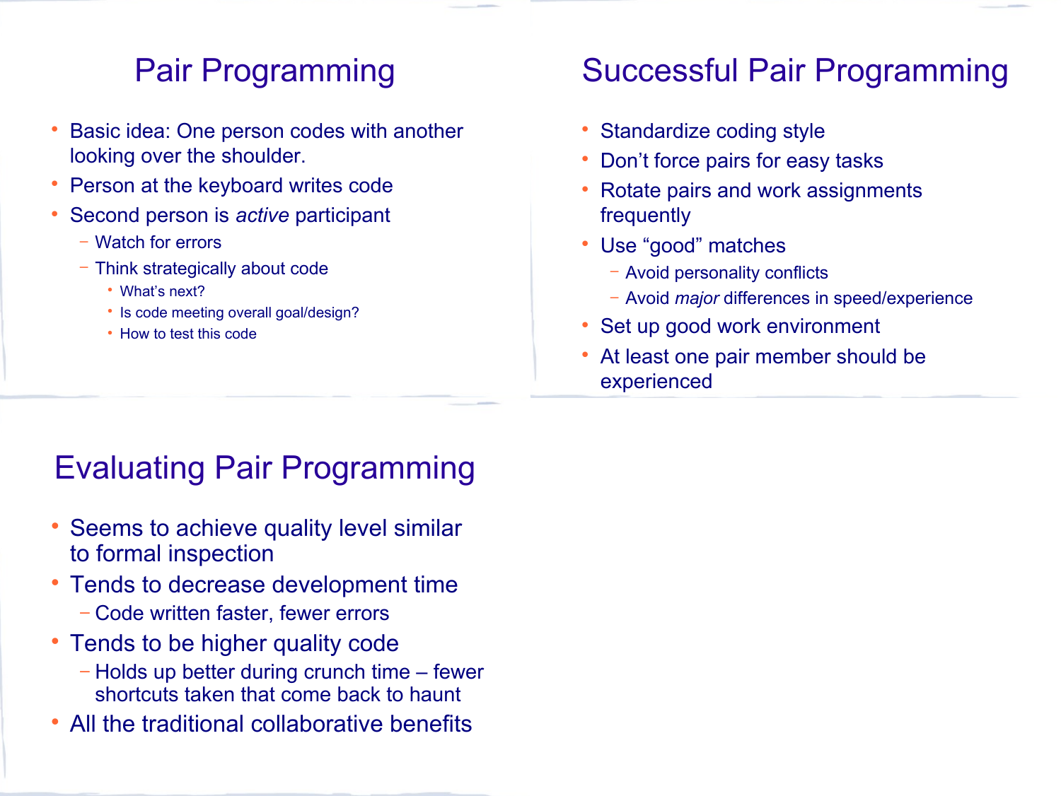## Pair Programming

- Basic idea: One person codes with another looking over the shoulder.
- Person at the keyboard writes code
- Second person is *active* participant
  - Watch for errors
  - Think strategically about code
    - What’s next?
    - Is code meeting overall goal/design?
    - How to test this code

## Successful Pair Programming

- Standardize coding style
- Don’t force pairs for easy tasks
- Rotate pairs and work assignments frequently
- Use “good” matches
  - Avoid personality conflicts
  - Avoid *major* differences in speed/experience
- Set up good work environment
- At least one pair member should be experienced

## Evaluating Pair Programming

- Seems to achieve quality level similar to formal inspection
- Tends to decrease development time
  - Code written faster, fewer errors
- Tends to be higher quality code
  - Holds up better during crunch time – fewer shortcuts taken that come back to haunt
- All the traditional collaborative benefits